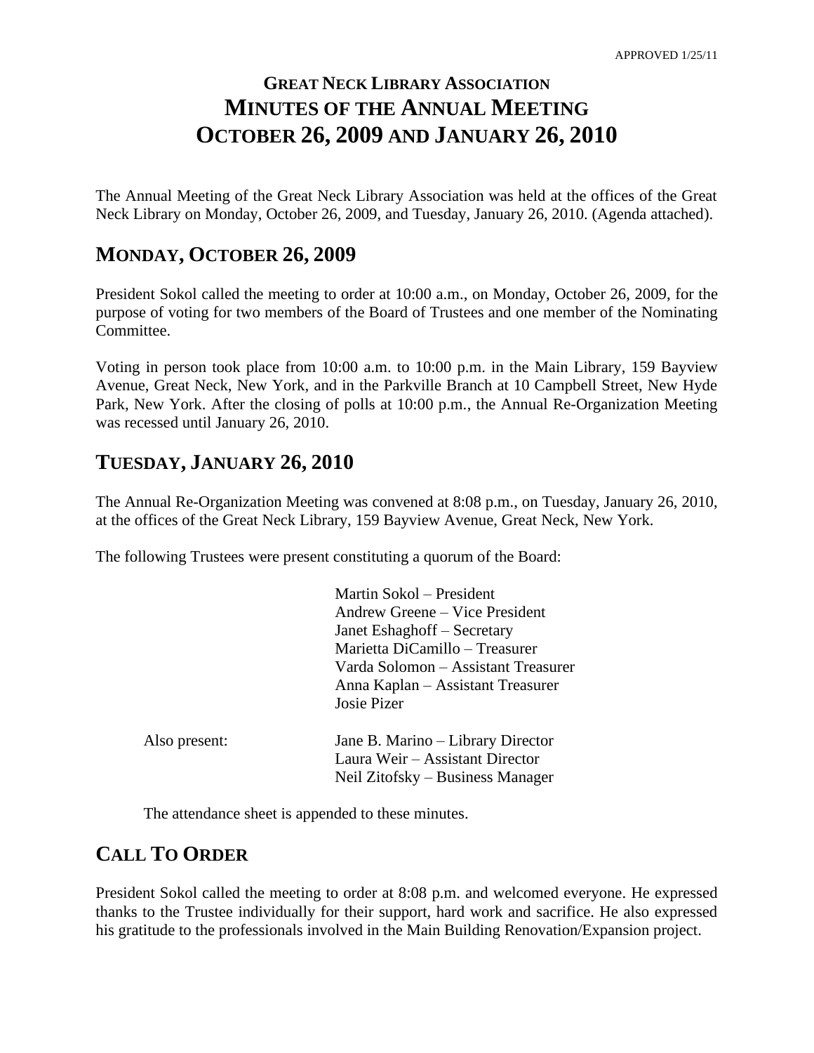APPROVED 1/25/11

# GREAT NECK LIBRARY ASSOCIATION
# MINUTES OF THE ANNUAL MEETING
# OCTOBER 26, 2009 AND JANUARY 26, 2010

The Annual Meeting of the Great Neck Library Association was held at the offices of the Great Neck Library on Monday, October 26, 2009, and Tuesday, January 26, 2010. (Agenda attached).

## MONDAY, OCTOBER 26, 2009

President Sokol called the meeting to order at 10:00 a.m., on Monday, October 26, 2009, for the purpose of voting for two members of the Board of Trustees and one member of the Nominating Committee.

Voting in person took place from 10:00 a.m. to 10:00 p.m. in the Main Library, 159 Bayview Avenue, Great Neck, New York, and in the Parkville Branch at 10 Campbell Street, New Hyde Park, New York. After the closing of polls at 10:00 p.m., the Annual Re-Organization Meeting was recessed until January 26, 2010.

## TUESDAY, JANUARY 26, 2010

The Annual Re-Organization Meeting was convened at 8:08 p.m., on Tuesday, January 26, 2010, at the offices of the Great Neck Library, 159 Bayview Avenue, Great Neck, New York.

The following Trustees were present constituting a quorum of the Board:

Martin Sokol – President
Andrew Greene – Vice President
Janet Eshaghoff – Secretary
Marietta DiCamillo – Treasurer
Varda Solomon – Assistant Treasurer
Anna Kaplan – Assistant Treasurer
Josie Pizer

Also present:

Jane B. Marino – Library Director
Laura Weir – Assistant Director
Neil Zitofsky – Business Manager

The attendance sheet is appended to these minutes.

## CALL TO ORDER

President Sokol called the meeting to order at 8:08 p.m. and welcomed everyone. He expressed thanks to the Trustee individually for their support, hard work and sacrifice. He also expressed his gratitude to the professionals involved in the Main Building Renovation/Expansion project.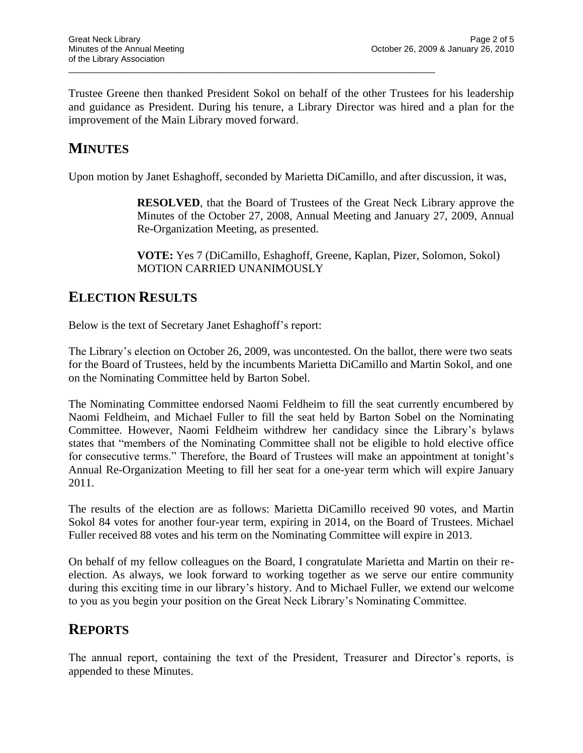Trustee Greene then thanked President Sokol on behalf of the other Trustees for his leadership and guidance as President. During his tenure, a Library Director was hired and a plan for the improvement of the Main Library moved forward.

## MINUTES

Upon motion by Janet Eshaghoff, seconded by Marietta DiCamillo, and after discussion, it was,

> **RESOLVED**, that the Board of Trustees of the Great Neck Library approve the Minutes of the October 27, 2008, Annual Meeting and January 27, 2009, Annual Re-Organization Meeting, as presented.
>
> **VOTE:** Yes 7 (DiCamillo, Eshaghoff, Greene, Kaplan, Pizer, Solomon, Sokol)
> MOTION CARRIED UNANIMOUSLY

## ELECTION RESULTS

Below is the text of Secretary Janet Eshaghoff's report:

The Library's election on October 26, 2009, was uncontested. On the ballot, there were two seats for the Board of Trustees, held by the incumbents Marietta DiCamillo and Martin Sokol, and one on the Nominating Committee held by Barton Sobel.

The Nominating Committee endorsed Naomi Feldheim to fill the seat currently encumbered by Naomi Feldheim, and Michael Fuller to fill the seat held by Barton Sobel on the Nominating Committee. However, Naomi Feldheim withdrew her candidacy since the Library's bylaws states that "members of the Nominating Committee shall not be eligible to hold elective office for consecutive terms." Therefore, the Board of Trustees will make an appointment at tonight's Annual Re-Organization Meeting to fill her seat for a one-year term which will expire January 2011.

The results of the election are as follows: Marietta DiCamillo received 90 votes, and Martin Sokol 84 votes for another four-year term, expiring in 2014, on the Board of Trustees. Michael Fuller received 88 votes and his term on the Nominating Committee will expire in 2013.

On behalf of my fellow colleagues on the Board, I congratulate Marietta and Martin on their re-election. As always, we look forward to working together as we serve our entire community during this exciting time in our library's history. And to Michael Fuller, we extend our welcome to you as you begin your position on the Great Neck Library's Nominating Committee.

## REPORTS

The annual report, containing the text of the President, Treasurer and Director's reports, is appended to these Minutes.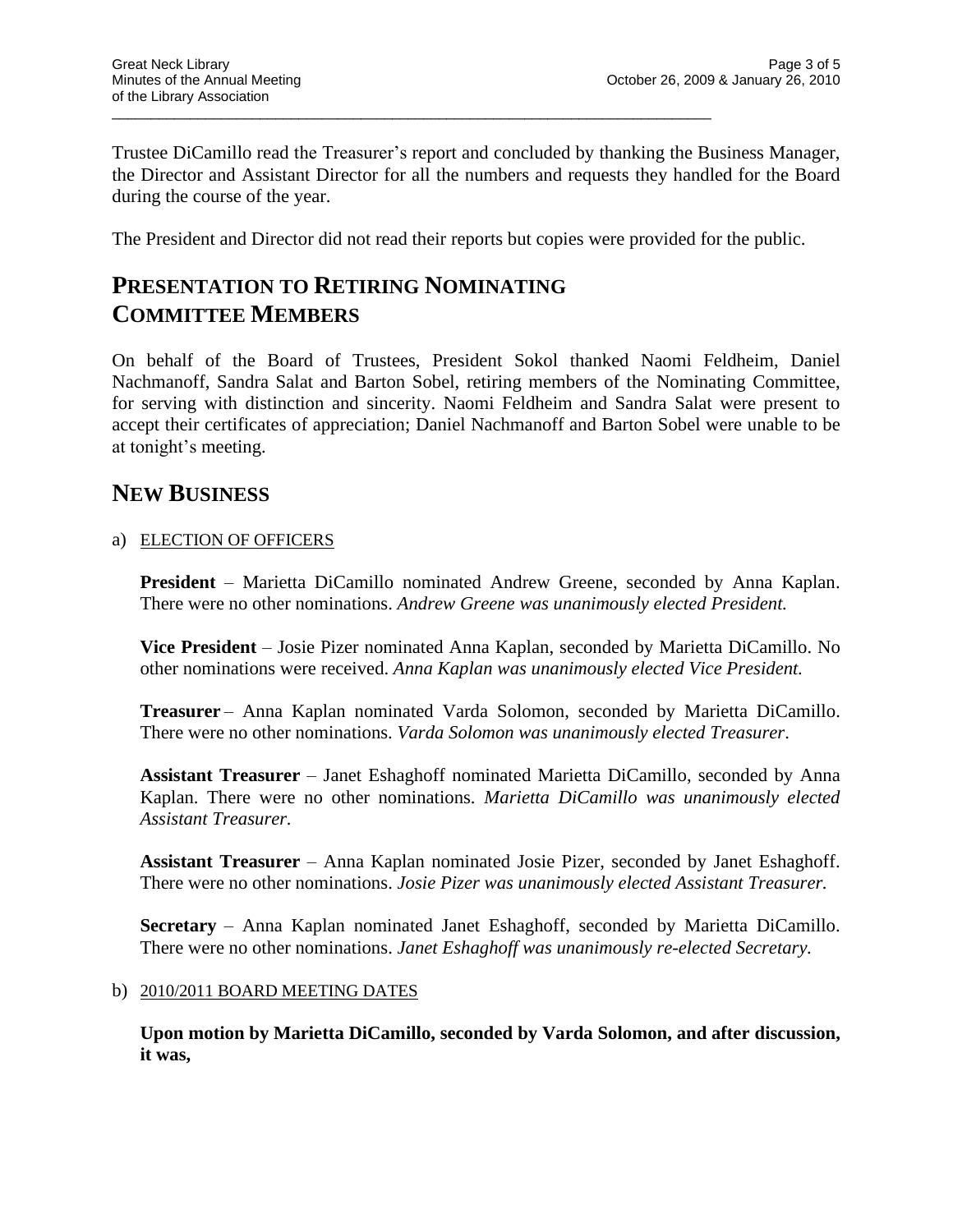Trustee DiCamillo read the Treasurer's report and concluded by thanking the Business Manager, the Director and Assistant Director for all the numbers and requests they handled for the Board during the course of the year.

The President and Director did not read their reports but copies were provided for the public.

## PRESENTATION TO RETIRING NOMINATING COMMITTEE MEMBERS

On behalf of the Board of Trustees, President Sokol thanked Naomi Feldheim, Daniel Nachmanoff, Sandra Salat and Barton Sobel, retiring members of the Nominating Committee, for serving with distinction and sincerity. Naomi Feldheim and Sandra Salat were present to accept their certificates of appreciation; Daniel Nachmanoff and Barton Sobel were unable to be at tonight's meeting.

## NEW BUSINESS

a) ELECTION OF OFFICERS

**President** – Marietta DiCamillo nominated Andrew Greene, seconded by Anna Kaplan. There were no other nominations. *Andrew Greene was unanimously elected President.*

**Vice President** – Josie Pizer nominated Anna Kaplan, seconded by Marietta DiCamillo. No other nominations were received. *Anna Kaplan was unanimously elected Vice President.*

**Treasurer** – Anna Kaplan nominated Varda Solomon, seconded by Marietta DiCamillo. There were no other nominations. *Varda Solomon was unanimously elected Treasurer.*

**Assistant Treasurer** – Janet Eshaghoff nominated Marietta DiCamillo, seconded by Anna Kaplan. There were no other nominations. *Marietta DiCamillo was unanimously elected Assistant Treasurer.*

**Assistant Treasurer** – Anna Kaplan nominated Josie Pizer, seconded by Janet Eshaghoff. There were no other nominations. *Josie Pizer was unanimously elected Assistant Treasurer.*

**Secretary** – Anna Kaplan nominated Janet Eshaghoff, seconded by Marietta DiCamillo. There were no other nominations. *Janet Eshaghoff was unanimously re-elected Secretary.*

b) 2010/2011 BOARD MEETING DATES

**Upon motion by Marietta DiCamillo, seconded by Varda Solomon, and after discussion, it was,**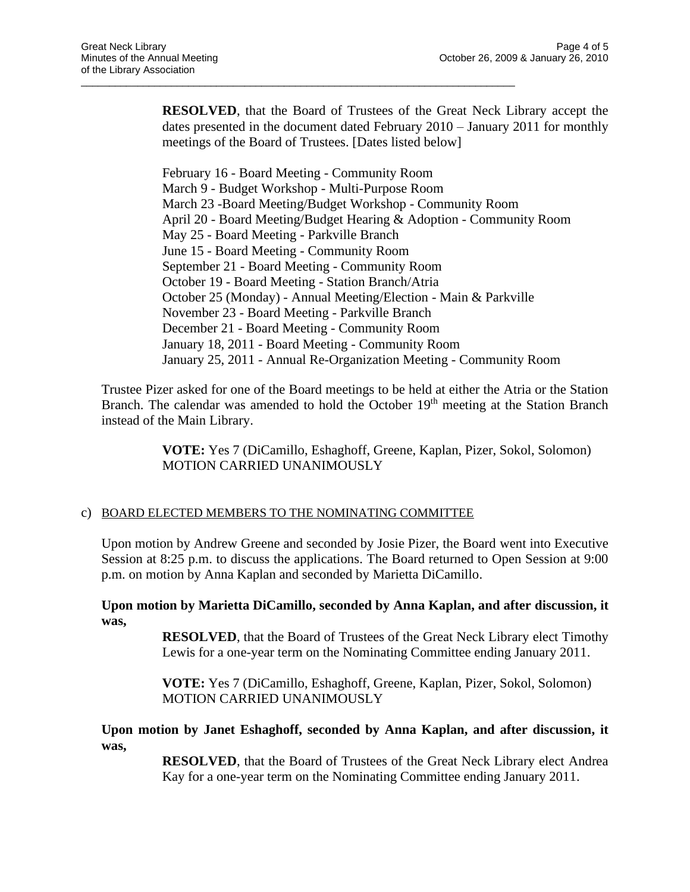**RESOLVED**, that the Board of Trustees of the Great Neck Library accept the dates presented in the document dated February 2010 – January 2011 for monthly meetings of the Board of Trustees. [Dates listed below]

February 16 - Board Meeting - Community Room
March 9 - Budget Workshop - Multi-Purpose Room
March 23 -Board Meeting/Budget Workshop - Community Room
April 20 - Board Meeting/Budget Hearing & Adoption - Community Room
May 25 - Board Meeting - Parkville Branch
June 15 - Board Meeting - Community Room
September 21 - Board Meeting - Community Room
October 19 - Board Meeting - Station Branch/Atria
October 25 (Monday) - Annual Meeting/Election - Main & Parkville
November 23 - Board Meeting - Parkville Branch
December 21 - Board Meeting - Community Room
January 18, 2011 - Board Meeting - Community Room
January 25, 2011 - Annual Re-Organization Meeting - Community Room

Trustee Pizer asked for one of the Board meetings to be held at either the Atria or the Station Branch. The calendar was amended to hold the October 19th meeting at the Station Branch instead of the Main Library.

**VOTE:** Yes 7 (DiCamillo, Eshaghoff, Greene, Kaplan, Pizer, Sokol, Solomon)
MOTION CARRIED UNANIMOUSLY

c) BOARD ELECTED MEMBERS TO THE NOMINATING COMMITTEE

Upon motion by Andrew Greene and seconded by Josie Pizer, the Board went into Executive Session at 8:25 p.m. to discuss the applications. The Board returned to Open Session at 9:00 p.m. on motion by Anna Kaplan and seconded by Marietta DiCamillo.

**Upon motion by Marietta DiCamillo, seconded by Anna Kaplan, and after discussion, it was,**

**RESOLVED**, that the Board of Trustees of the Great Neck Library elect Timothy Lewis for a one-year term on the Nominating Committee ending January 2011.

**VOTE:** Yes 7 (DiCamillo, Eshaghoff, Greene, Kaplan, Pizer, Sokol, Solomon)
MOTION CARRIED UNANIMOUSLY

**Upon motion by Janet Eshaghoff, seconded by Anna Kaplan, and after discussion, it was,**

**RESOLVED**, that the Board of Trustees of the Great Neck Library elect Andrea Kay for a one-year term on the Nominating Committee ending January 2011.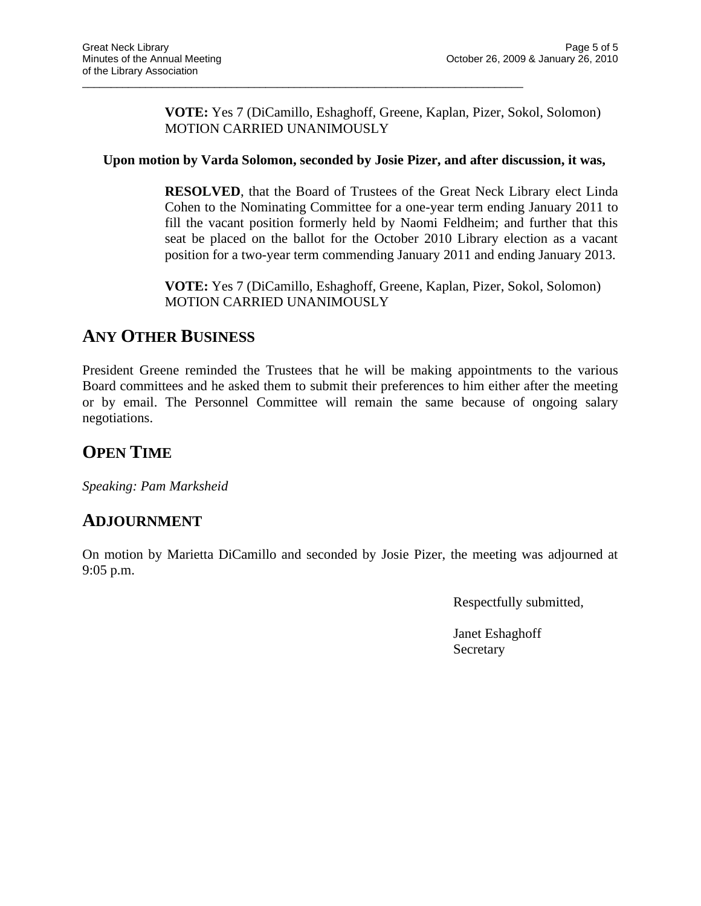**VOTE:** Yes 7 (DiCamillo, Eshaghoff, Greene, Kaplan, Pizer, Sokol, Solomon)
MOTION CARRIED UNANIMOUSLY

**Upon motion by Varda Solomon, seconded by Josie Pizer, and after discussion, it was,**

**RESOLVED**, that the Board of Trustees of the Great Neck Library elect Linda Cohen to the Nominating Committee for a one-year term ending January 2011 to fill the vacant position formerly held by Naomi Feldheim; and further that this seat be placed on the ballot for the October 2010 Library election as a vacant position for a two-year term commending January 2011 and ending January 2013.

**VOTE:** Yes 7 (DiCamillo, Eshaghoff, Greene, Kaplan, Pizer, Sokol, Solomon)
MOTION CARRIED UNANIMOUSLY

## ANY OTHER BUSINESS

President Greene reminded the Trustees that he will be making appointments to the various Board committees and he asked them to submit their preferences to him either after the meeting or by email. The Personnel Committee will remain the same because of ongoing salary negotiations.

## OPEN TIME

*Speaking: Pam Marksheid*

## ADJOURNMENT

On motion by Marietta DiCamillo and seconded by Josie Pizer, the meeting was adjourned at 9:05 p.m.

Respectfully submitted,

Janet Eshaghoff
Secretary